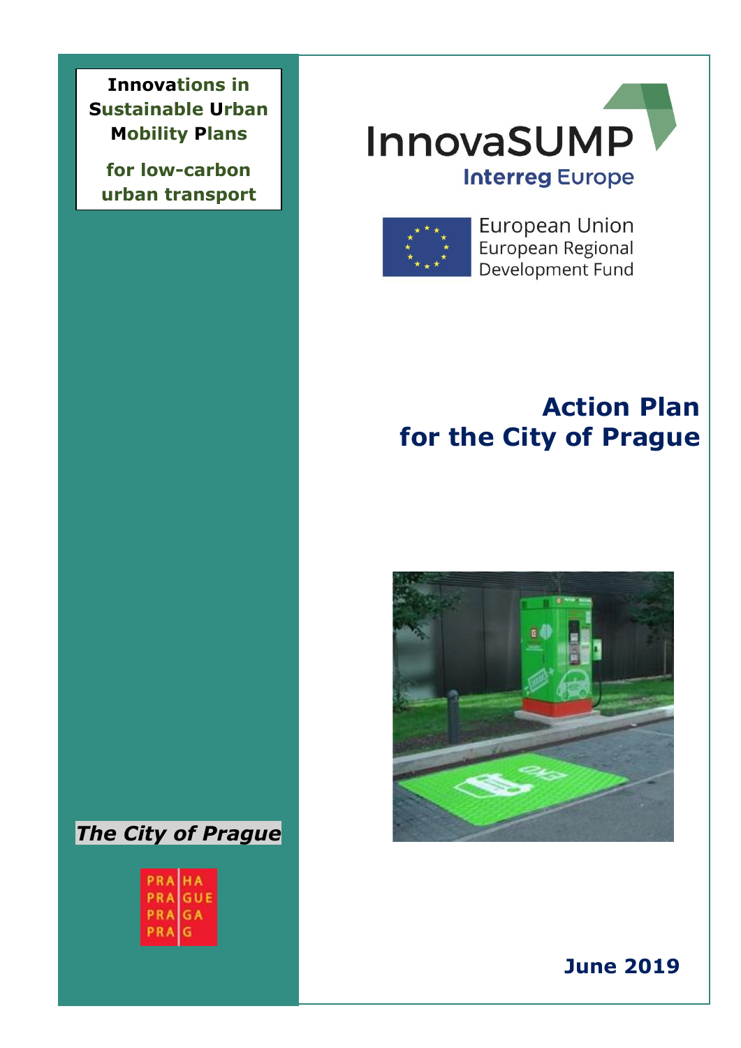**Innovations in Sustainable Urban Mobility Plans**

**for low-carbon urban transport**

InnovaSUMP

Interreg Europe

European Union
European Regional Development Fund

# Action Plan for the City of Prague

***The City of Prague***

PRA HA
PRA GUE
PRA GA
PRA G

**June 2019**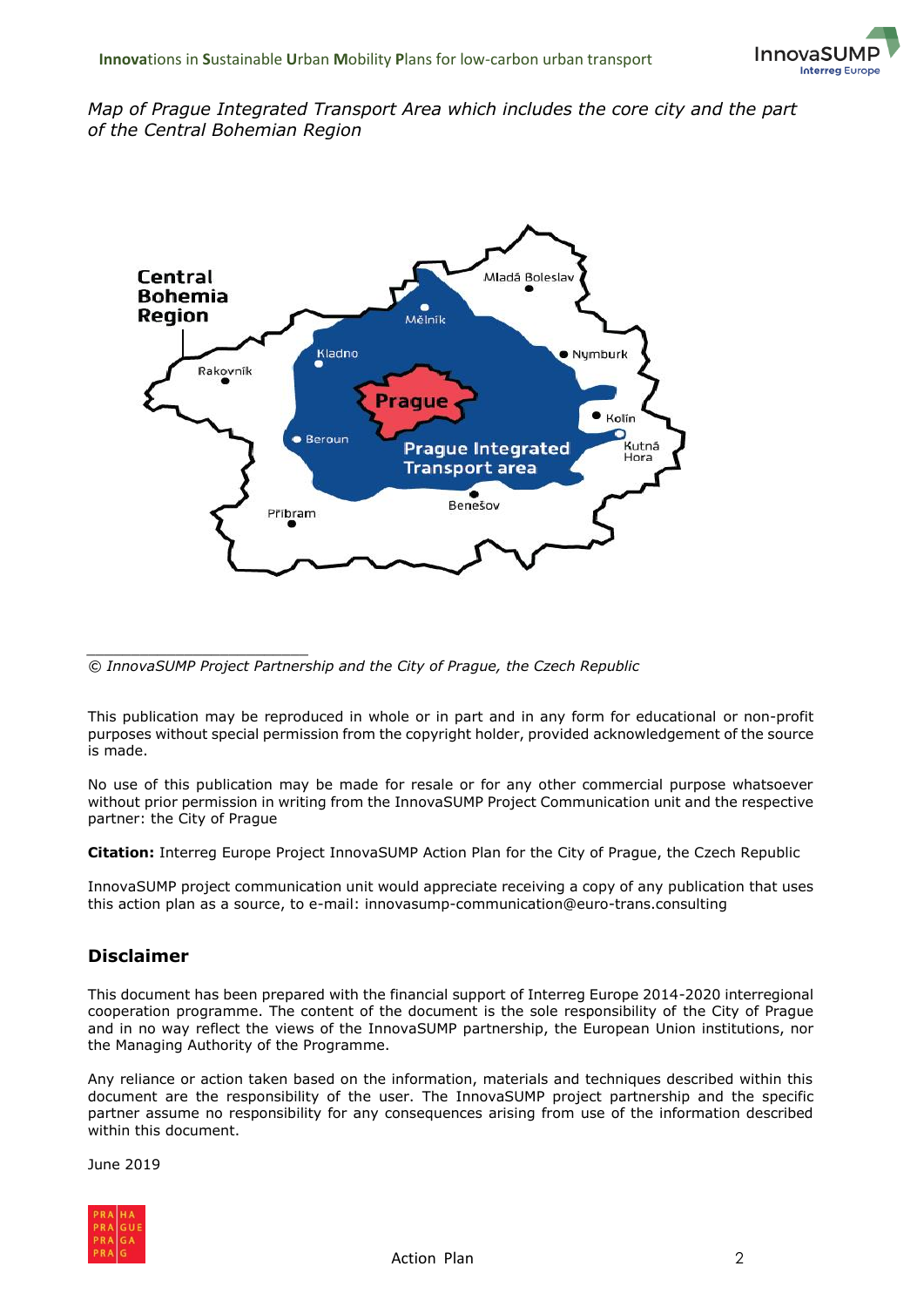*Map of Prague Integrated Transport Area which includes the core city and the part of the Central Bohemian Region*

---

*© InnovaSUMP Project Partnership and the City of Prague, the Czech Republic*

This publication may be reproduced in whole or in part and in any form for educational or non-profit purposes without special permission from the copyright holder, provided acknowledgement of the source is made.

No use of this publication may be made for resale or for any other commercial purpose whatsoever without prior permission in writing from the InnovaSUMP Project Communication unit and the respective partner: the City of Prague

**Citation:** Interreg Europe Project InnovaSUMP Action Plan for the City of Prague, the Czech Republic

InnovaSUMP project communication unit would appreciate receiving a copy of any publication that uses this action plan as a source, to e-mail: innovasump-communication@euro-trans.consulting

## Disclaimer

This document has been prepared with the financial support of Interreg Europe 2014-2020 interregional cooperation programme. The content of the document is the sole responsibility of the City of Prague and in no way reflect the views of the InnovaSUMP partnership, the European Union institutions, nor the Managing Authority of the Programme.

Any reliance or action taken based on the information, materials and techniques described within this document are the responsibility of the user. The InnovaSUMP project partnership and the specific partner assume no responsibility for any consequences arising from use of the information described within this document.

June 2019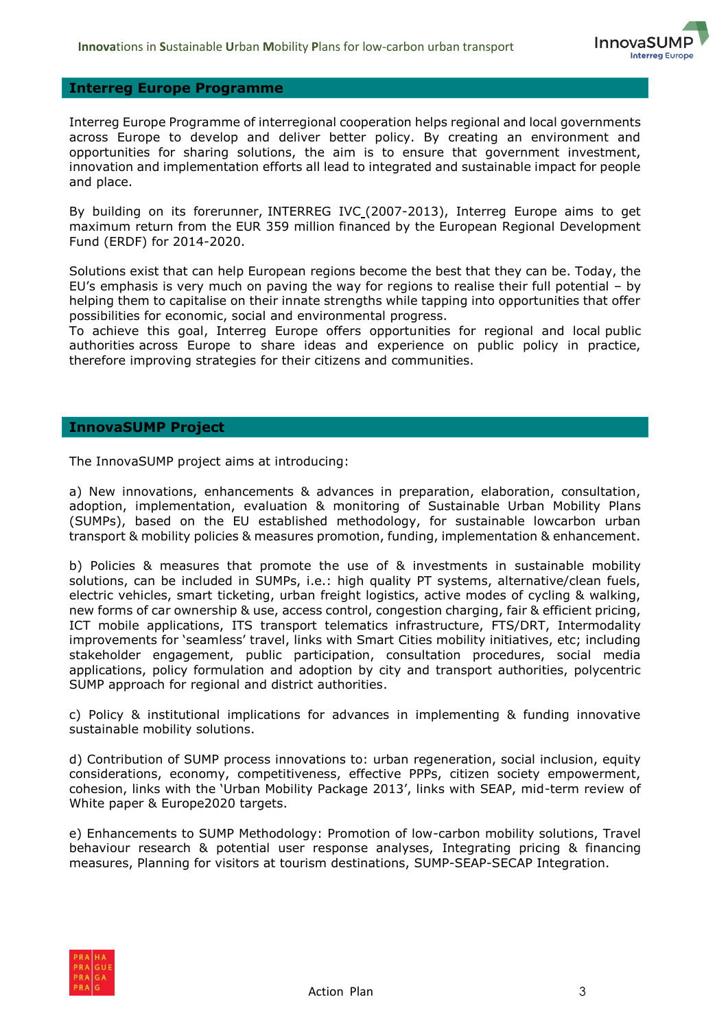## Interreg Europe Programme

Interreg Europe Programme of interregional cooperation helps regional and local governments across Europe to develop and deliver better policy. By creating an environment and opportunities for sharing solutions, the aim is to ensure that government investment, innovation and implementation efforts all lead to integrated and sustainable impact for people and place.

By building on its forerunner, INTERREG IVC (2007-2013), Interreg Europe aims to get maximum return from the EUR 359 million financed by the European Regional Development Fund (ERDF) for 2014-2020.

Solutions exist that can help European regions become the best that they can be. Today, the EU's emphasis is very much on paving the way for regions to realise their full potential – by helping them to capitalise on their innate strengths while tapping into opportunities that offer possibilities for economic, social and environmental progress.
To achieve this goal, Interreg Europe offers opportunities for regional and local public authorities across Europe to share ideas and experience on public policy in practice, therefore improving strategies for their citizens and communities.

## InnovaSUMP Project

The InnovaSUMP project aims at introducing:

a) New innovations, enhancements & advances in preparation, elaboration, consultation, adoption, implementation, evaluation & monitoring of Sustainable Urban Mobility Plans (SUMPs), based on the EU established methodology, for sustainable lowcarbon urban transport & mobility policies & measures promotion, funding, implementation & enhancement.

b) Policies & measures that promote the use of & investments in sustainable mobility solutions, can be included in SUMPs, i.e.: high quality PT systems, alternative/clean fuels, electric vehicles, smart ticketing, urban freight logistics, active modes of cycling & walking, new forms of car ownership & use, access control, congestion charging, fair & efficient pricing, ICT mobile applications, ITS transport telematics infrastructure, FTS/DRT, Intermodality improvements for 'seamless' travel, links with Smart Cities mobility initiatives, etc; including stakeholder engagement, public participation, consultation procedures, social media applications, policy formulation and adoption by city and transport authorities, polycentric SUMP approach for regional and district authorities.

c) Policy & institutional implications for advances in implementing & funding innovative sustainable mobility solutions.

d) Contribution of SUMP process innovations to: urban regeneration, social inclusion, equity considerations, economy, competitiveness, effective PPPs, citizen society empowerment, cohesion, links with the 'Urban Mobility Package 2013', links with SEAP, mid-term review of White paper & Europe2020 targets.

e) Enhancements to SUMP Methodology: Promotion of low-carbon mobility solutions, Travel behaviour research & potential user response analyses, Integrating pricing & financing measures, Planning for visitors at tourism destinations, SUMP-SEAP-SECAP Integration.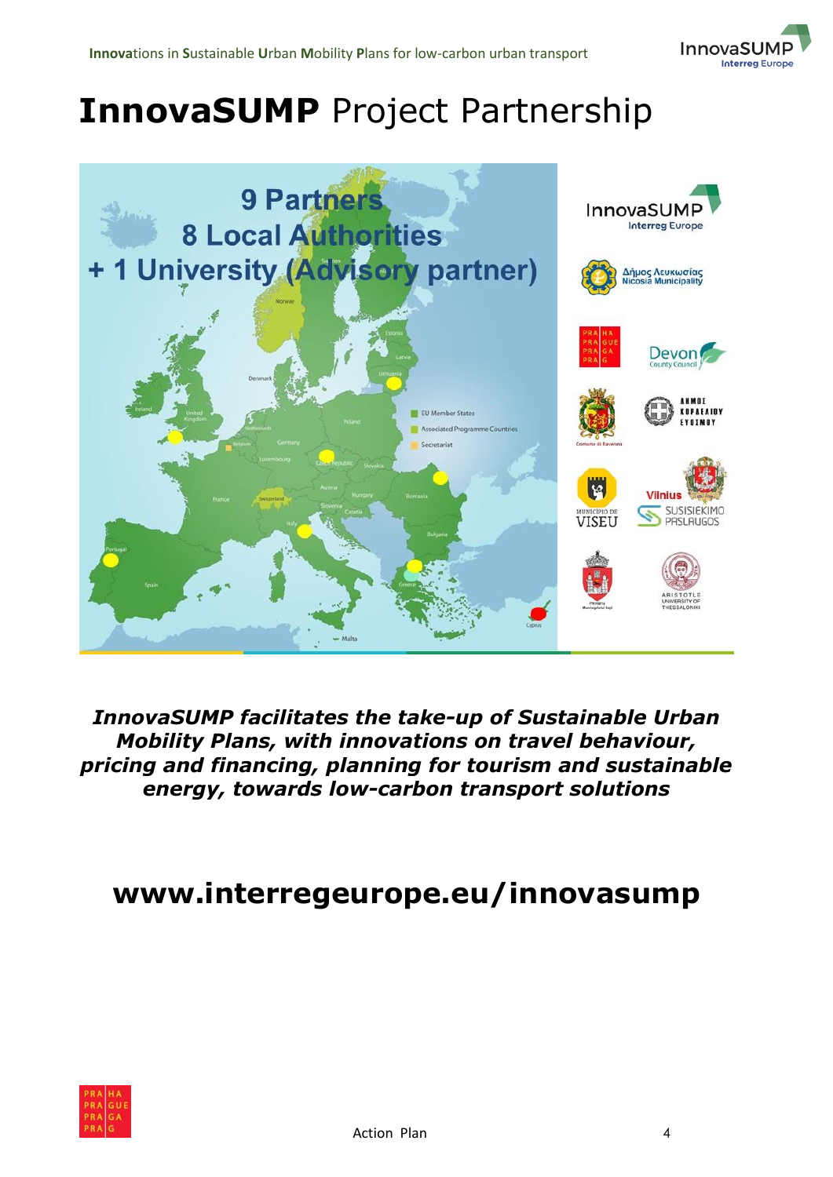# **InnovaSUMP** Project Partnership

9 Partners
8 Local Authorities
+ 1 University (Advisory partner)

***InnovaSUMP facilitates the take-up of Sustainable Urban Mobility Plans, with innovations on travel behaviour, pricing and financing, planning for tourism and sustainable energy, towards low-carbon transport solutions***

## **www.interregeurope.eu/innovasump**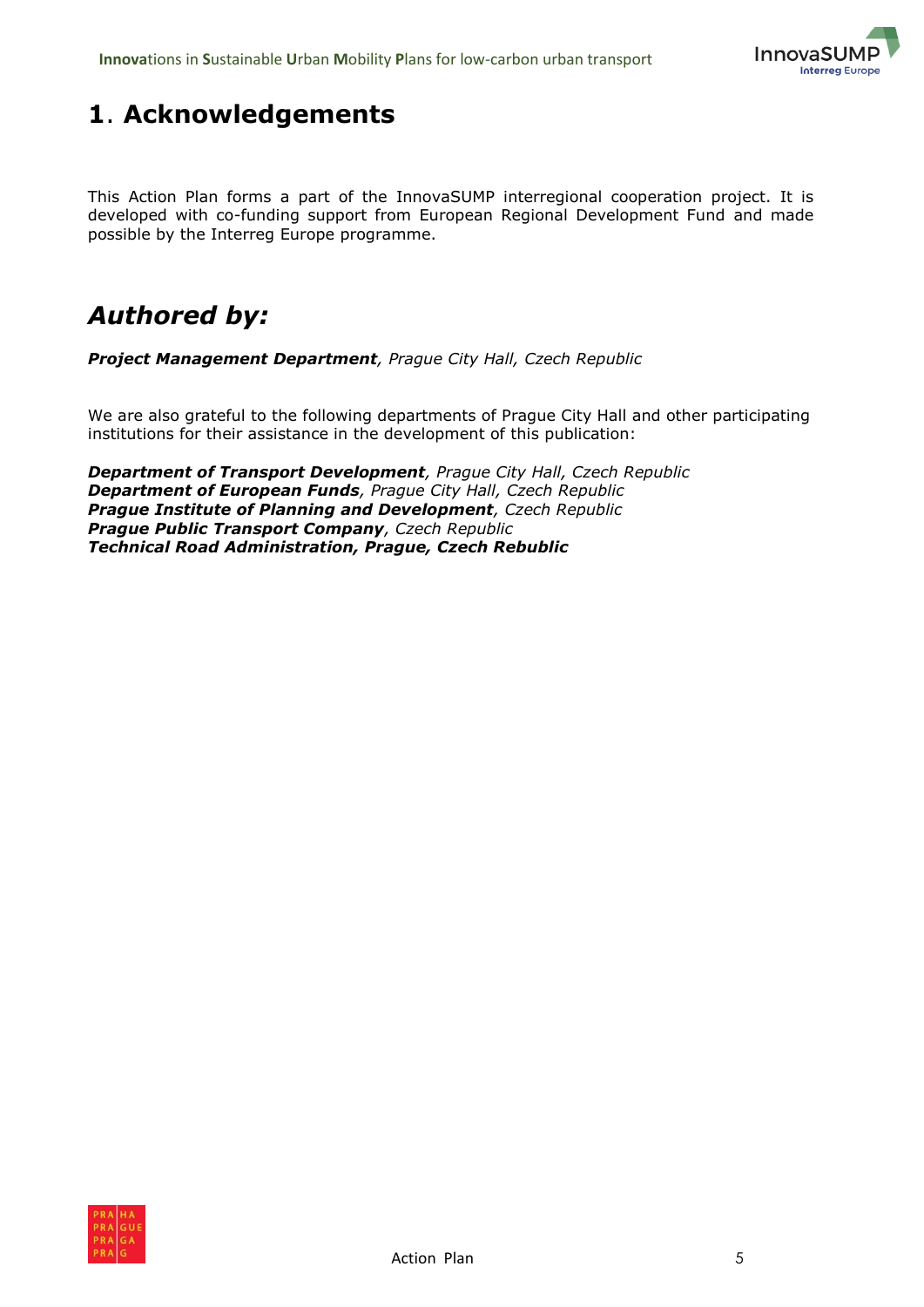# 1. Acknowledgements

This Action Plan forms a part of the InnovaSUMP interregional cooperation project. It is developed with co-funding support from European Regional Development Fund and made possible by the Interreg Europe programme.

## *Authored by:*

***Project Management Department**, Prague City Hall, Czech Republic*

We are also grateful to the following departments of Prague City Hall and other participating institutions for their assistance in the development of this publication:

***Department of Transport Development**, Prague City Hall, Czech Republic*
***Department of European Funds**, Prague City Hall, Czech Republic*
***Prague Institute of Planning and Development**, Czech Republic*
***Prague Public Transport Company**, Czech Republic*
***Technical Road Administration, Prague, Czech Rebublic***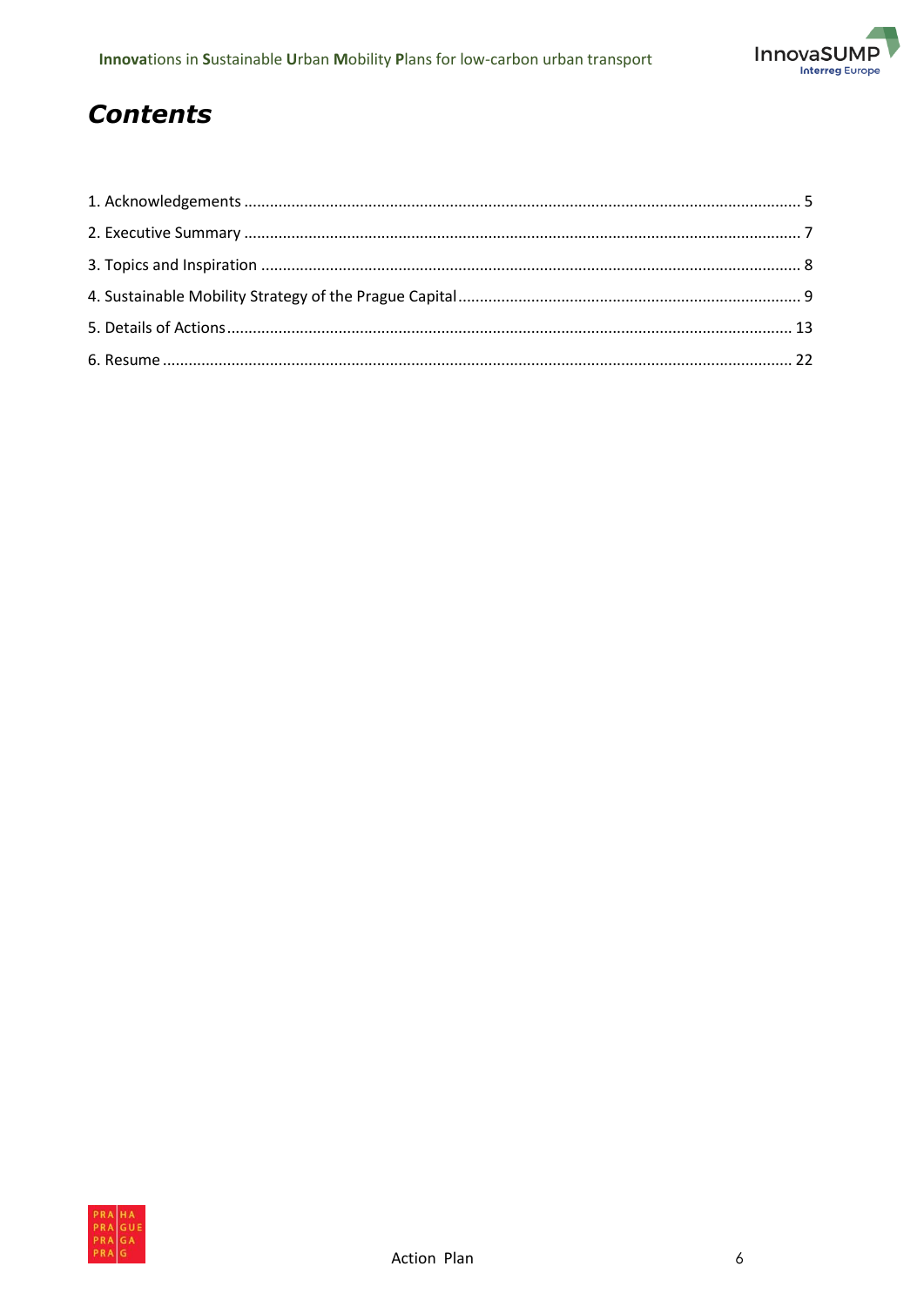# *Contents*

1. Acknowledgements ........................................................................................................................ 5
2. Executive Summary ........................................................................................................................ 7
3. Topics and Inspiration ........................................................................................................................ 8
4. Sustainable Mobility Strategy of the Prague Capital ........................................................................................ 9
5. Details of Actions ........................................................................................................................ 13
6. Resume ........................................................................................................................ 22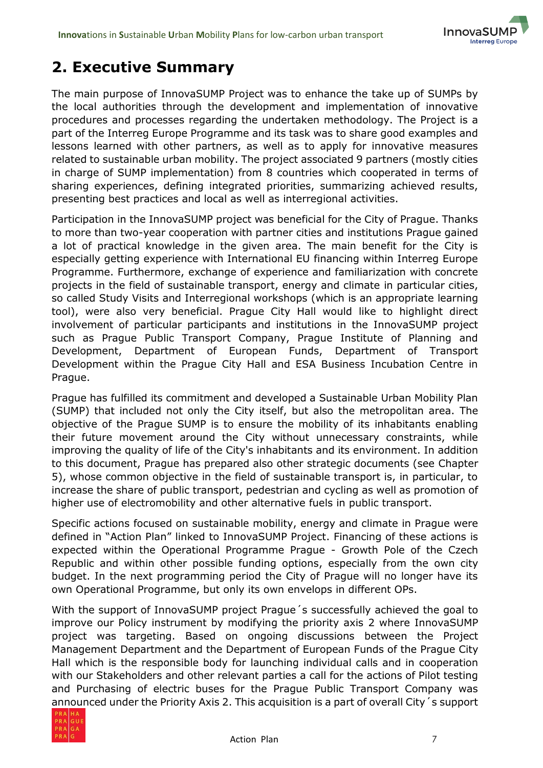## 2. Executive Summary

The main purpose of InnovaSUMP Project was to enhance the take up of SUMPs by the local authorities through the development and implementation of innovative procedures and processes regarding the undertaken methodology. The Project is a part of the Interreg Europe Programme and its task was to share good examples and lessons learned with other partners, as well as to apply for innovative measures related to sustainable urban mobility. The project associated 9 partners (mostly cities in charge of SUMP implementation) from 8 countries which cooperated in terms of sharing experiences, defining integrated priorities, summarizing achieved results, presenting best practices and local as well as interregional activities.

Participation in the InnovaSUMP project was beneficial for the City of Prague. Thanks to more than two-year cooperation with partner cities and institutions Prague gained a lot of practical knowledge in the given area. The main benefit for the City is especially getting experience with International EU financing within Interreg Europe Programme. Furthermore, exchange of experience and familiarization with concrete projects in the field of sustainable transport, energy and climate in particular cities, so called Study Visits and Interregional workshops (which is an appropriate learning tool), were also very beneficial. Prague City Hall would like to highlight direct involvement of particular participants and institutions in the InnovaSUMP project such as Prague Public Transport Company, Prague Institute of Planning and Development, Department of European Funds, Department of Transport Development within the Prague City Hall and ESA Business Incubation Centre in Prague.

Prague has fulfilled its commitment and developed a Sustainable Urban Mobility Plan (SUMP) that included not only the City itself, but also the metropolitan area. The objective of the Prague SUMP is to ensure the mobility of its inhabitants enabling their future movement around the City without unnecessary constraints, while improving the quality of life of the City's inhabitants and its environment. In addition to this document, Prague has prepared also other strategic documents (see Chapter 5), whose common objective in the field of sustainable transport is, in particular, to increase the share of public transport, pedestrian and cycling as well as promotion of higher use of electromobility and other alternative fuels in public transport.

Specific actions focused on sustainable mobility, energy and climate in Prague were defined in "Action Plan" linked to InnovaSUMP Project. Financing of these actions is expected within the Operational Programme Prague - Growth Pole of the Czech Republic and within other possible funding options, especially from the own city budget. In the next programming period the City of Prague will no longer have its own Operational Programme, but only its own envelops in different OPs.

With the support of InnovaSUMP project Prague´s successfully achieved the goal to improve our Policy instrument by modifying the priority axis 2 where InnovaSUMP project was targeting. Based on ongoing discussions between the Project Management Department and the Department of European Funds of the Prague City Hall which is the responsible body for launching individual calls and in cooperation with our Stakeholders and other relevant parties a call for the actions of Pilot testing and Purchasing of electric buses for the Prague Public Transport Company was announced under the Priority Axis 2. This acquisition is a part of overall City´s support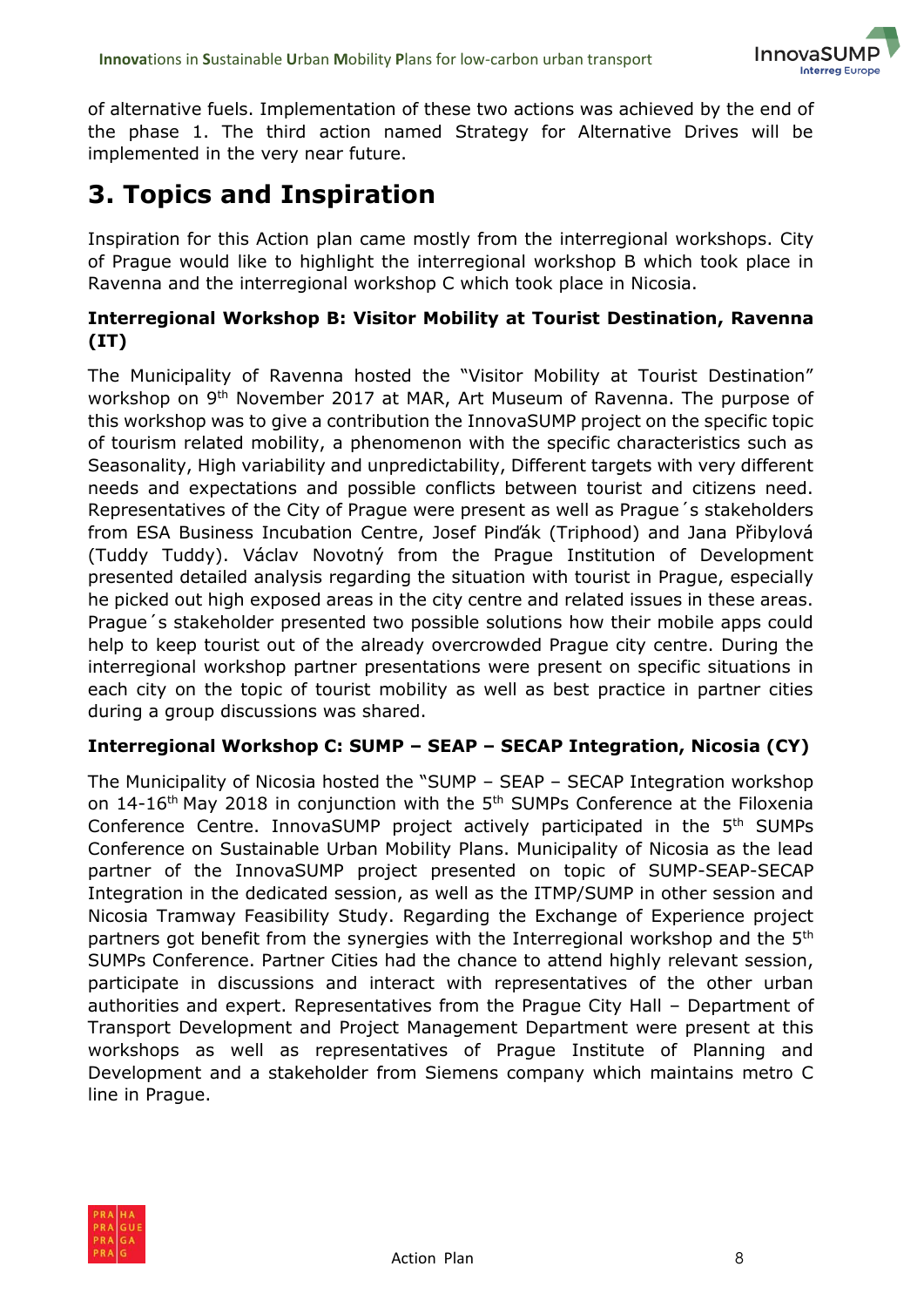of alternative fuels. Implementation of these two actions was achieved by the end of the phase 1. The third action named Strategy for Alternative Drives will be implemented in the very near future.

# 3. Topics and Inspiration

Inspiration for this Action plan came mostly from the interregional workshops. City of Prague would like to highlight the interregional workshop B which took place in Ravenna and the interregional workshop C which took place in Nicosia.

**Interregional Workshop B: Visitor Mobility at Tourist Destination, Ravenna (IT)**

The Municipality of Ravenna hosted the "Visitor Mobility at Tourist Destination" workshop on 9th November 2017 at MAR, Art Museum of Ravenna. The purpose of this workshop was to give a contribution the InnovaSUMP project on the specific topic of tourism related mobility, a phenomenon with the specific characteristics such as Seasonality, High variability and unpredictability, Different targets with very different needs and expectations and possible conflicts between tourist and citizens need. Representatives of the City of Prague were present as well as Prague´s stakeholders from ESA Business Incubation Centre, Josef Pinďák (Triphood) and Jana Přibylová (Tuddy Tuddy). Václav Novotný from the Prague Institution of Development presented detailed analysis regarding the situation with tourist in Prague, especially he picked out high exposed areas in the city centre and related issues in these areas. Prague´s stakeholder presented two possible solutions how their mobile apps could help to keep tourist out of the already overcrowded Prague city centre. During the interregional workshop partner presentations were present on specific situations in each city on the topic of tourist mobility as well as best practice in partner cities during a group discussions was shared.

**Interregional Workshop C: SUMP – SEAP – SECAP Integration, Nicosia (CY)**

The Municipality of Nicosia hosted the "SUMP – SEAP – SECAP Integration workshop on 14-16th May 2018 in conjunction with the 5th SUMPs Conference at the Filoxenia Conference Centre. InnovaSUMP project actively participated in the 5th SUMPs Conference on Sustainable Urban Mobility Plans. Municipality of Nicosia as the lead partner of the InnovaSUMP project presented on topic of SUMP-SEAP-SECAP Integration in the dedicated session, as well as the ITMP/SUMP in other session and Nicosia Tramway Feasibility Study. Regarding the Exchange of Experience project partners got benefit from the synergies with the Interregional workshop and the 5th SUMPs Conference. Partner Cities had the chance to attend highly relevant session, participate in discussions and interact with representatives of the other urban authorities and expert. Representatives from the Prague City Hall – Department of Transport Development and Project Management Department were present at this workshops as well as representatives of Prague Institute of Planning and Development and a stakeholder from Siemens company which maintains metro C line in Prague.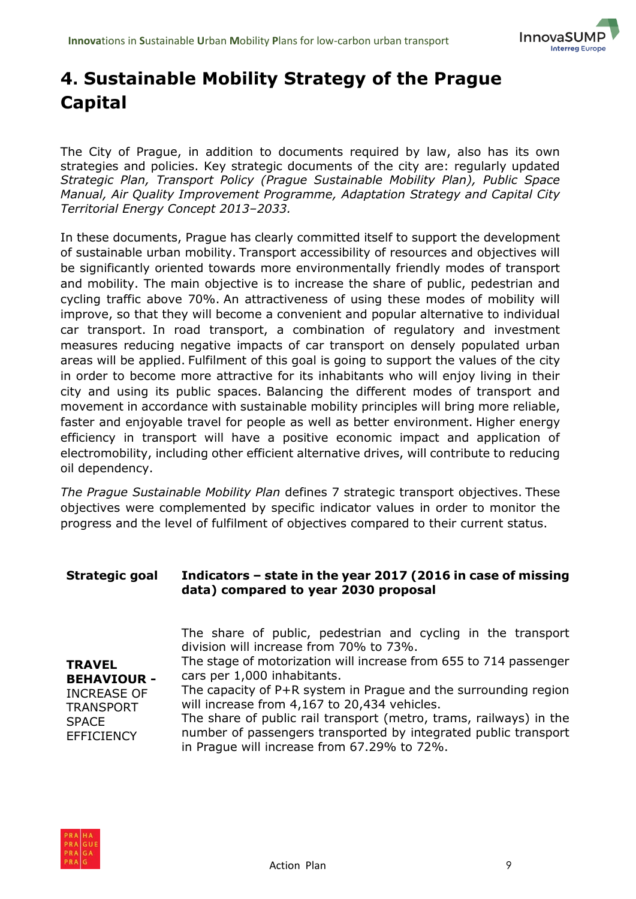# 4. Sustainable Mobility Strategy of the Prague Capital

The City of Prague, in addition to documents required by law, also has its own strategies and policies. Key strategic documents of the city are: regularly updated *Strategic Plan, Transport Policy (Prague Sustainable Mobility Plan), Public Space Manual, Air Quality Improvement Programme, Adaptation Strategy and Capital City Territorial Energy Concept 2013–2033.*

In these documents, Prague has clearly committed itself to support the development of sustainable urban mobility. Transport accessibility of resources and objectives will be significantly oriented towards more environmentally friendly modes of transport and mobility. The main objective is to increase the share of public, pedestrian and cycling traffic above 70%. An attractiveness of using these modes of mobility will improve, so that they will become a convenient and popular alternative to individual car transport. In road transport, a combination of regulatory and investment measures reducing negative impacts of car transport on densely populated urban areas will be applied. Fulfilment of this goal is going to support the values of the city in order to become more attractive for its inhabitants who will enjoy living in their city and using its public spaces. Balancing the different modes of transport and movement in accordance with sustainable mobility principles will bring more reliable, faster and enjoyable travel for people as well as better environment. Higher energy efficiency in transport will have a positive economic impact and application of electromobility, including other efficient alternative drives, will contribute to reducing oil dependency.

*The Prague Sustainable Mobility Plan* defines 7 strategic transport objectives. These objectives were complemented by specific indicator values in order to monitor the progress and the level of fulfilment of objectives compared to their current status.

| Strategic goal | Indicators – state in the year 2017 (2016 in case of missing data) compared to year 2030 proposal |
| --- | --- |
| **TRAVEL BEHAVIOUR -** INCREASE OF TRANSPORT SPACE EFFICIENCY | The share of public, pedestrian and cycling in the transport division will increase from 70% to 73%.<br>The stage of motorization will increase from 655 to 714 passenger cars per 1,000 inhabitants.<br>The capacity of P+R system in Prague and the surrounding region will increase from 4,167 to 20,434 vehicles.<br>The share of public rail transport (metro, trams, railways) in the number of passengers transported by integrated public transport in Prague will increase from 67.29% to 72%. |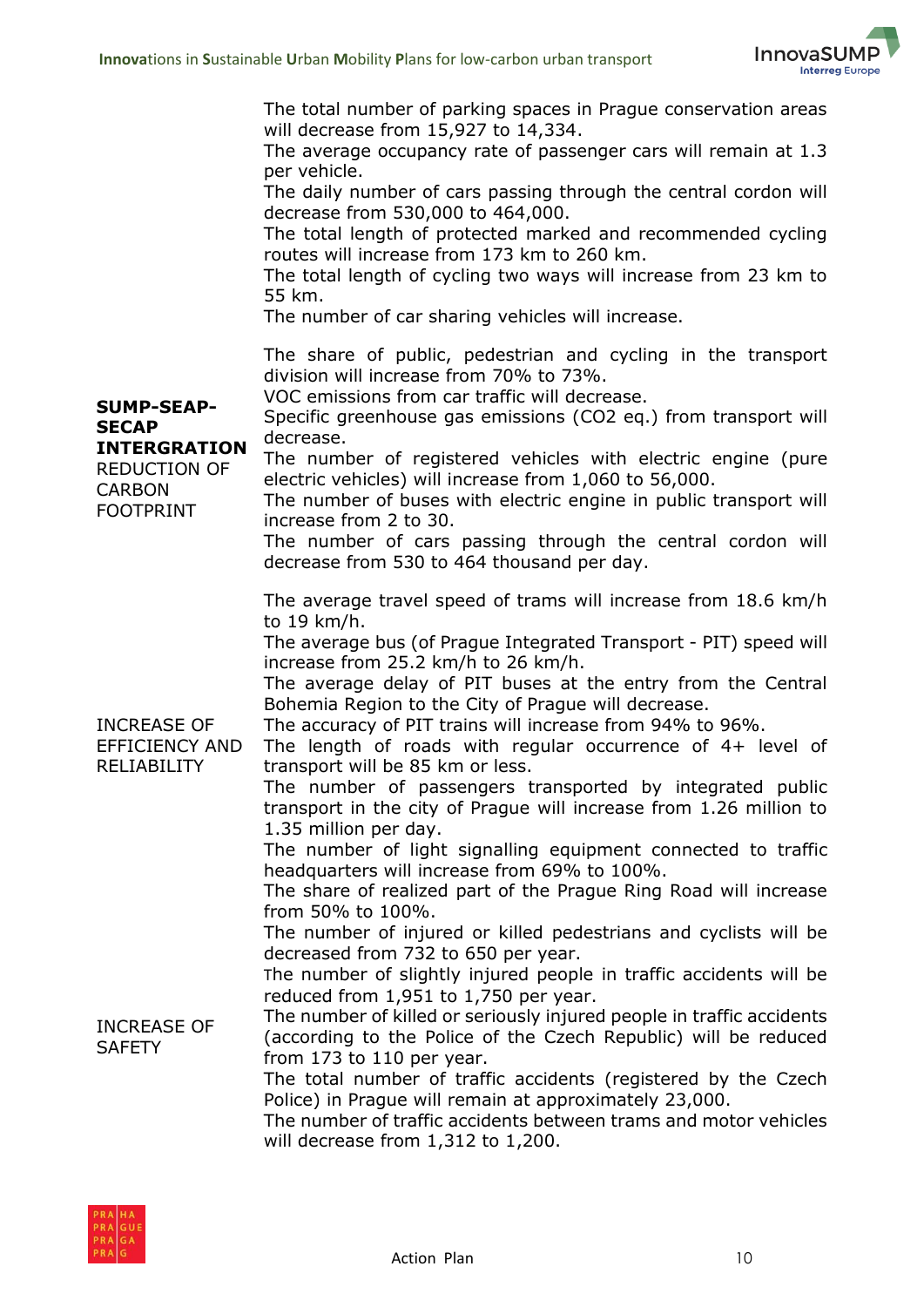| | |
|---|---|
| | The total number of parking spaces in Prague conservation areas will decrease from 15,927 to 14,334.<br>The average occupancy rate of passenger cars will remain at 1.3 per vehicle.<br>The daily number of cars passing through the central cordon will decrease from 530,000 to 464,000.<br>The total length of protected marked and recommended cycling routes will increase from 173 km to 260 km.<br>The total length of cycling two ways will increase from 23 km to 55 km.<br>The number of car sharing vehicles will increase. |
| **SUMP-SEAP-SECAP INTERGRATION** REDUCTION OF CARBON FOOTPRINT | The share of public, pedestrian and cycling in the transport division will increase from 70% to 73%.<br>VOC emissions from car traffic will decrease.<br>Specific greenhouse gas emissions ($CO_2$ eq.) from transport will decrease.<br>The number of registered vehicles with electric engine (pure electric vehicles) will increase from 1,060 to 56,000.<br>The number of buses with electric engine in public transport will increase from 2 to 30.<br>The number of cars passing through the central cordon will decrease from 530 to 464 thousand per day. |
| INCREASE OF EFFICIENCY AND RELIABILITY | The average travel speed of trams will increase from 18.6 km/h to 19 km/h.<br>The average bus (of Prague Integrated Transport - PIT) speed will increase from 25.2 km/h to 26 km/h.<br>The average delay of PIT buses at the entry from the Central Bohemia Region to the City of Prague will decrease.<br>The accuracy of PIT trains will increase from 94% to 96%.<br>The length of roads with regular occurrence of 4+ level of transport will be 85 km or less.<br>The number of passengers transported by integrated public transport in the city of Prague will increase from 1.26 million to 1.35 million per day.<br>The number of light signalling equipment connected to traffic headquarters will increase from 69% to 100%.<br>The share of realized part of the Prague Ring Road will increase from 50% to 100%. |
| INCREASE OF SAFETY | The number of injured or killed pedestrians and cyclists will be decreased from 732 to 650 per year.<br>The number of slightly injured people in traffic accidents will be reduced from 1,951 to 1,750 per year.<br>The number of killed or seriously injured people in traffic accidents (according to the Police of the Czech Republic) will be reduced from 173 to 110 per year.<br>The total number of traffic accidents (registered by the Czech Police) in Prague will remain at approximately 23,000.<br>The number of traffic accidents between trams and motor vehicles will decrease from 1,312 to 1,200. |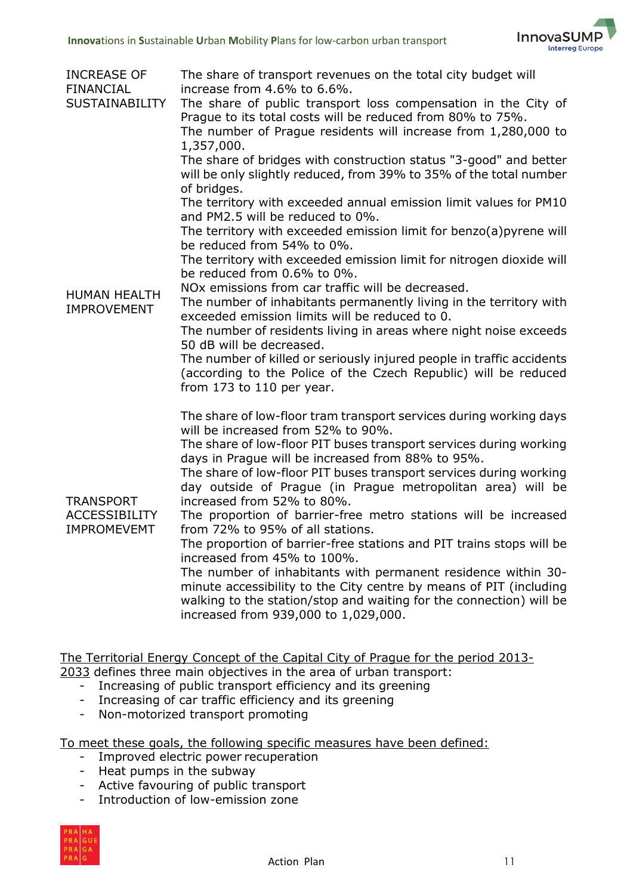| | |
|---|---|
| INCREASE OF FINANCIAL SUSTAINABILITY | The share of transport revenues on the total city budget will increase from 4.6% to 6.6%.<br>The share of public transport loss compensation in the City of Prague to its total costs will be reduced from 80% to 75%.<br>The number of Prague residents will increase from 1,280,000 to 1,357,000.<br>The share of bridges with construction status "3-good" and better will be only slightly reduced, from 39% to 35% of the total number of bridges. |
| HUMAN HEALTH IMPROVEMENT | The territory with exceeded annual emission limit values for PM10 and PM2.5 will be reduced to 0%.<br>The territory with exceeded emission limit for benzo(a)pyrene will be reduced from 54% to 0%.<br>The territory with exceeded emission limit for nitrogen dioxide will be reduced from 0.6% to 0%.<br>NOx emissions from car traffic will be decreased.<br>The number of inhabitants permanently living in the territory with exceeded emission limits will be reduced to 0.<br>The number of residents living in areas where night noise exceeds 50 dB will be decreased.<br>The number of killed or seriously injured people in traffic accidents (according to the Police of the Czech Republic) will be reduced from 173 to 110 per year. |
| TRANSPORT ACCESSIBILITY IMPROMEVEMT | The share of low-floor tram transport services during working days will be increased from 52% to 90%.<br>The share of low-floor PIT buses transport services during working days in Prague will be increased from 88% to 95%.<br>The share of low-floor PIT buses transport services during working day outside of Prague (in Prague metropolitan area) will be increased from 52% to 80%.<br>The proportion of barrier-free metro stations will be increased from 72% to 95% of all stations.<br>The proportion of barrier-free stations and PIT trains stops will be increased from 45% to 100%.<br>The number of inhabitants with permanent residence within 30-minute accessibility to the City centre by means of PIT (including walking to the station/stop and waiting for the connection) will be increased from 939,000 to 1,029,000. |

The Territorial Energy Concept of the Capital City of Prague for the period 2013-2033 defines three main objectives in the area of urban transport:

- Increasing of public transport efficiency and its greening
- Increasing of car traffic efficiency and its greening
- Non-motorized transport promoting

To meet these goals, the following specific measures have been defined:

- Improved electric power recuperation
- Heat pumps in the subway
- Active favouring of public transport
- Introduction of low-emission zone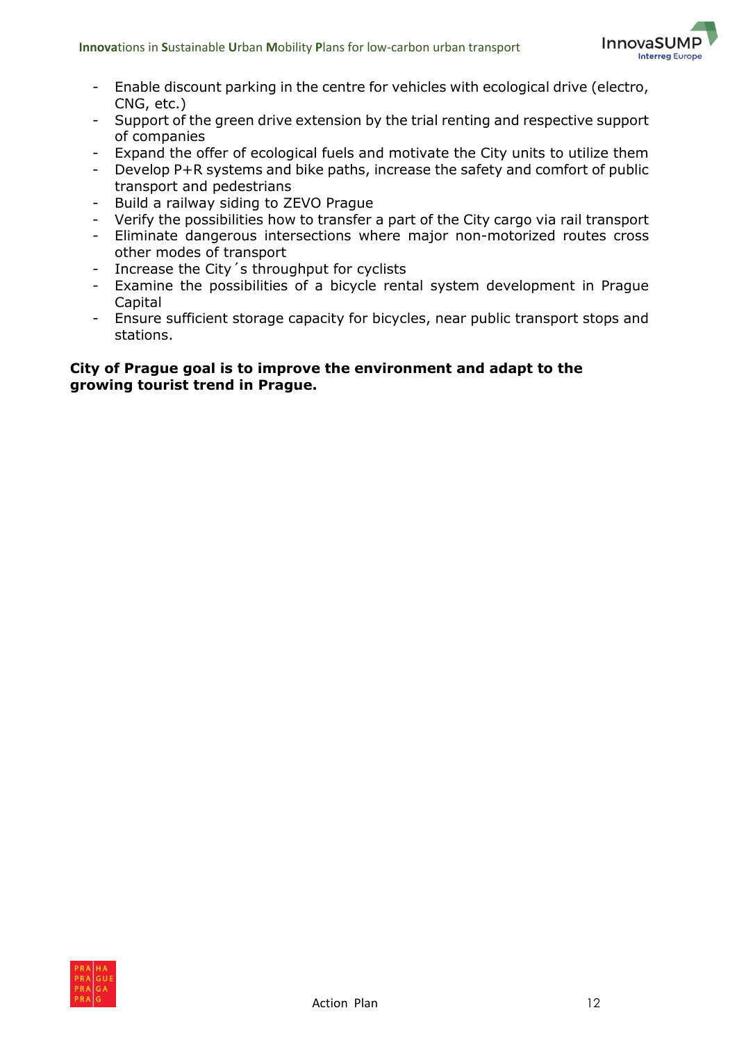- Enable discount parking in the centre for vehicles with ecological drive (electro, CNG, etc.)
- Support of the green drive extension by the trial renting and respective support of companies
- Expand the offer of ecological fuels and motivate the City units to utilize them
- Develop P+R systems and bike paths, increase the safety and comfort of public transport and pedestrians
- Build a railway siding to ZEVO Prague
- Verify the possibilities how to transfer a part of the City cargo via rail transport
- Eliminate dangerous intersections where major non-motorized routes cross other modes of transport
- Increase the City´s throughput for cyclists
- Examine the possibilities of a bicycle rental system development in Prague Capital
- Ensure sufficient storage capacity for bicycles, near public transport stops and stations.

**City of Prague goal is to improve the environment and adapt to the growing tourist trend in Prague.**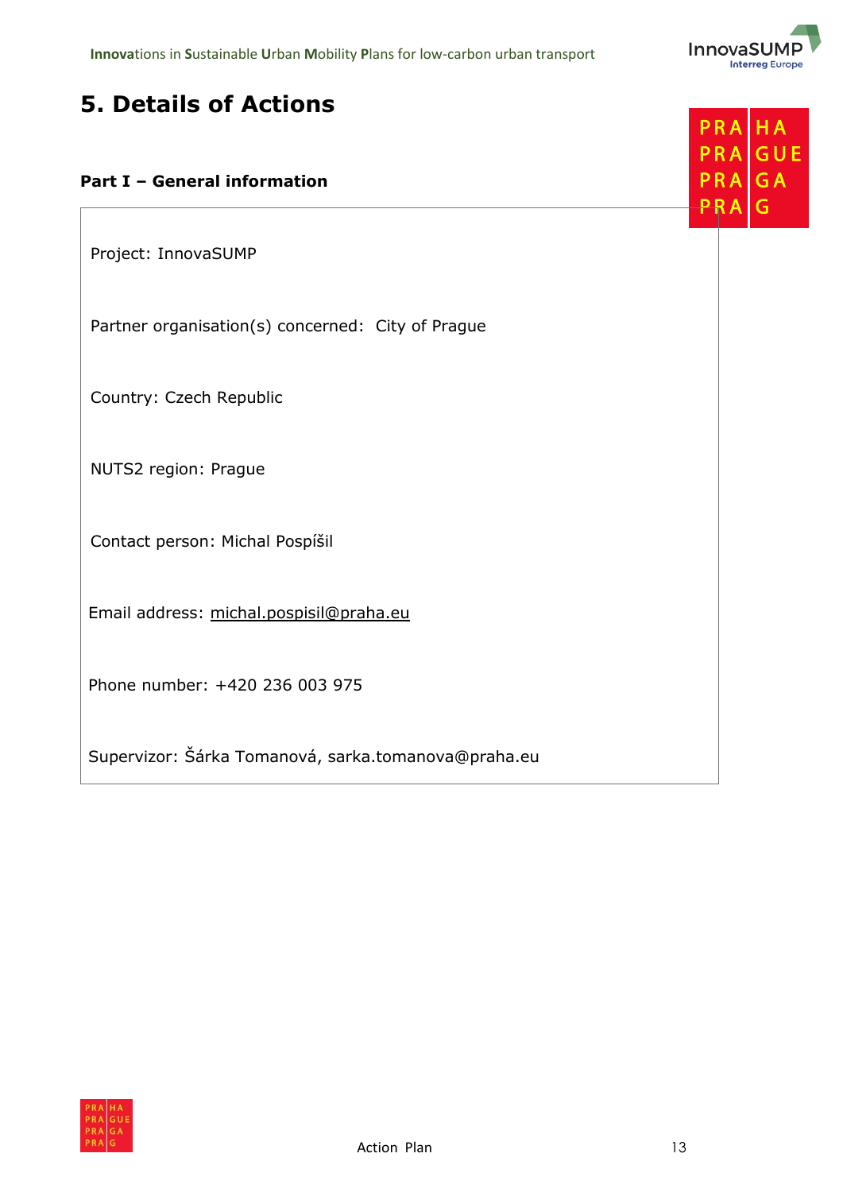# 5. Details of Actions

## Part I – General information

Project: InnovaSUMP

Partner organisation(s) concerned: City of Prague

Country: Czech Republic

NUTS2 region: Prague

Contact person: Michal Pospíšil

Email address: michal.pospisil@praha.eu

Phone number: +420 236 003 975

Supervizor: Šárka Tomanová, sarka.tomanova@praha.eu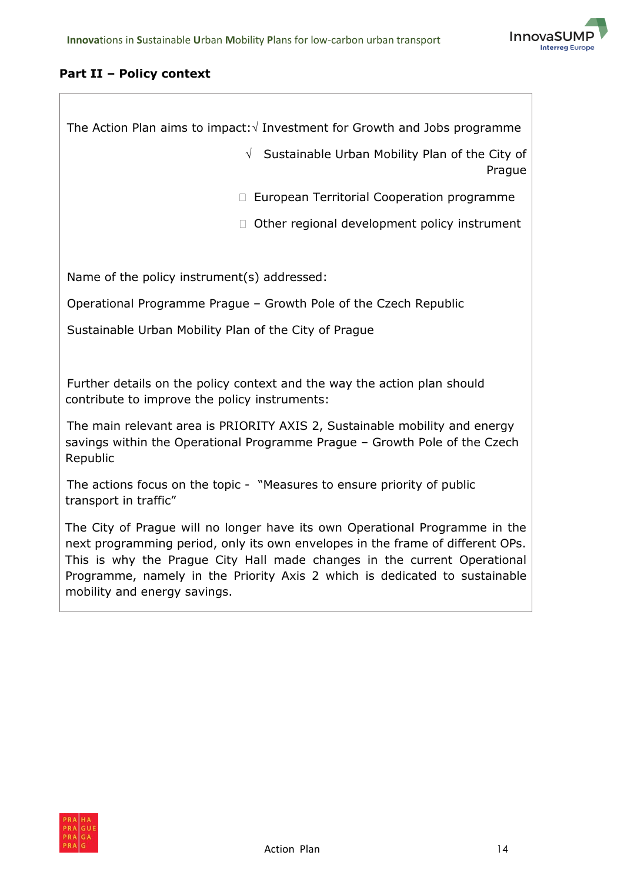**Part II – Policy context**

The Action Plan aims to impact: √ Investment for Growth and Jobs programme

√ Sustainable Urban Mobility Plan of the City of Prague

☐ European Territorial Cooperation programme

☐ Other regional development policy instrument

Name of the policy instrument(s) addressed:

Operational Programme Prague – Growth Pole of the Czech Republic

Sustainable Urban Mobility Plan of the City of Prague

Further details on the policy context and the way the action plan should contribute to improve the policy instruments:

The main relevant area is PRIORITY AXIS 2, Sustainable mobility and energy savings within the Operational Programme Prague – Growth Pole of the Czech Republic

The actions focus on the topic - "Measures to ensure priority of public transport in traffic"

The City of Prague will no longer have its own Operational Programme in the next programming period, only its own envelopes in the frame of different OPs. This is why the Prague City Hall made changes in the current Operational Programme, namely in the Priority Axis 2 which is dedicated to sustainable mobility and energy savings.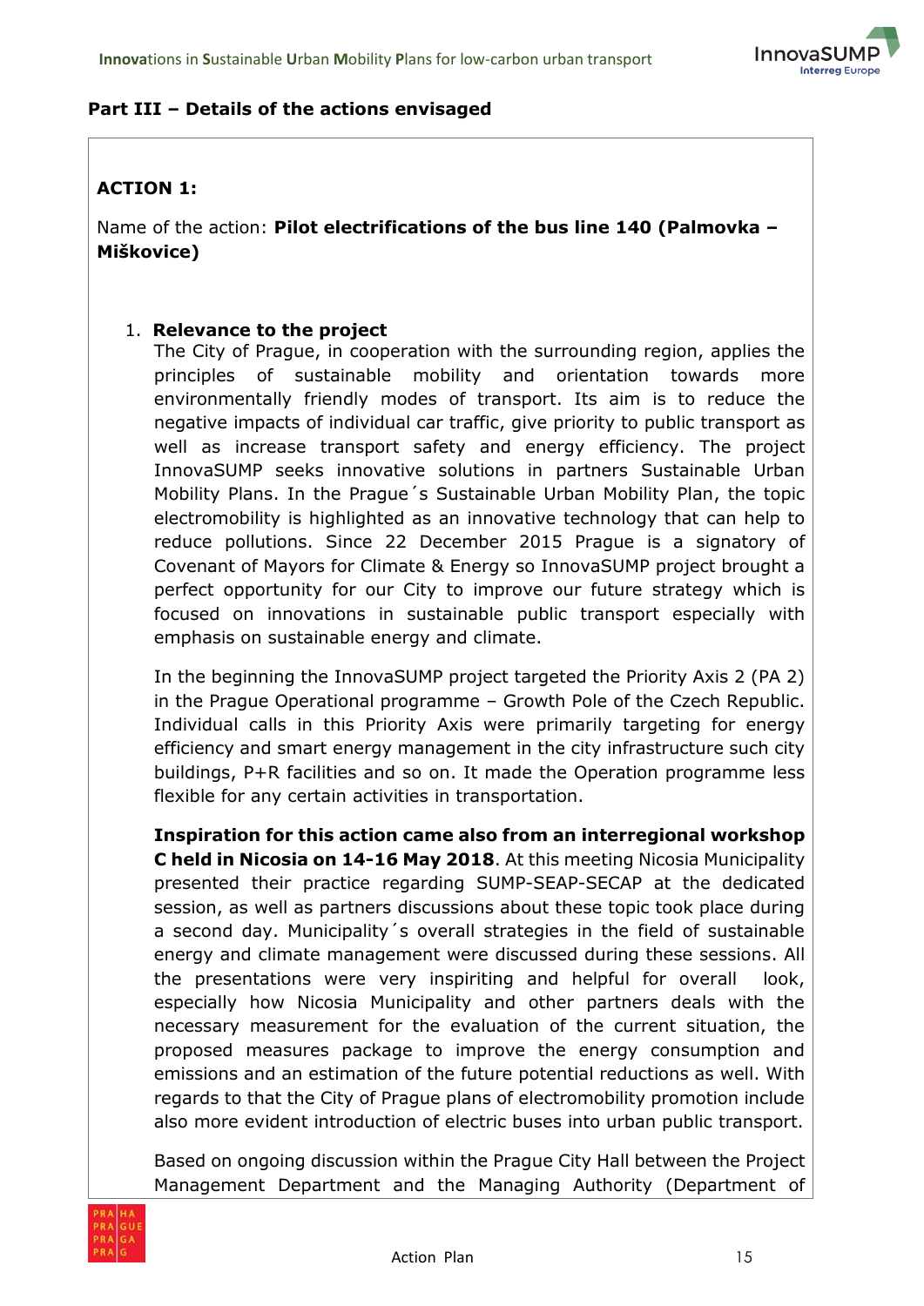**Part III – Details of the actions envisaged**

**ACTION 1:**

Name of the action: **Pilot electrifications of the bus line 140 (Palmovka – Miškovice)**

1. **Relevance to the project**

   The City of Prague, in cooperation with the surrounding region, applies the principles of sustainable mobility and orientation towards more environmentally friendly modes of transport. Its aim is to reduce the negative impacts of individual car traffic, give priority to public transport as well as increase transport safety and energy efficiency. The project InnovaSUMP seeks innovative solutions in partners Sustainable Urban Mobility Plans. In the Prague´s Sustainable Urban Mobility Plan, the topic electromobility is highlighted as an innovative technology that can help to reduce pollutions. Since 22 December 2015 Prague is a signatory of Covenant of Mayors for Climate & Energy so InnovaSUMP project brought a perfect opportunity for our City to improve our future strategy which is focused on innovations in sustainable public transport especially with emphasis on sustainable energy and climate.

   In the beginning the InnovaSUMP project targeted the Priority Axis 2 (PA 2) in the Prague Operational programme – Growth Pole of the Czech Republic. Individual calls in this Priority Axis were primarily targeting for energy efficiency and smart energy management in the city infrastructure such city buildings, P+R facilities and so on. It made the Operation programme less flexible for any certain activities in transportation.

   **Inspiration for this action came also from an interregional workshop C held in Nicosia on 14-16 May 2018**. At this meeting Nicosia Municipality presented their practice regarding SUMP-SEAP-SECAP at the dedicated session, as well as partners discussions about these topic took place during a second day. Municipality´s overall strategies in the field of sustainable energy and climate management were discussed during these sessions. All the presentations were very inspiriting and helpful for overall look, especially how Nicosia Municipality and other partners deals with the necessary measurement for the evaluation of the current situation, the proposed measures package to improve the energy consumption and emissions and an estimation of the future potential reductions as well. With regards to that the City of Prague plans of electromobility promotion include also more evident introduction of electric buses into urban public transport.

   Based on ongoing discussion within the Prague City Hall between the Project Management Department and the Managing Authority (Department of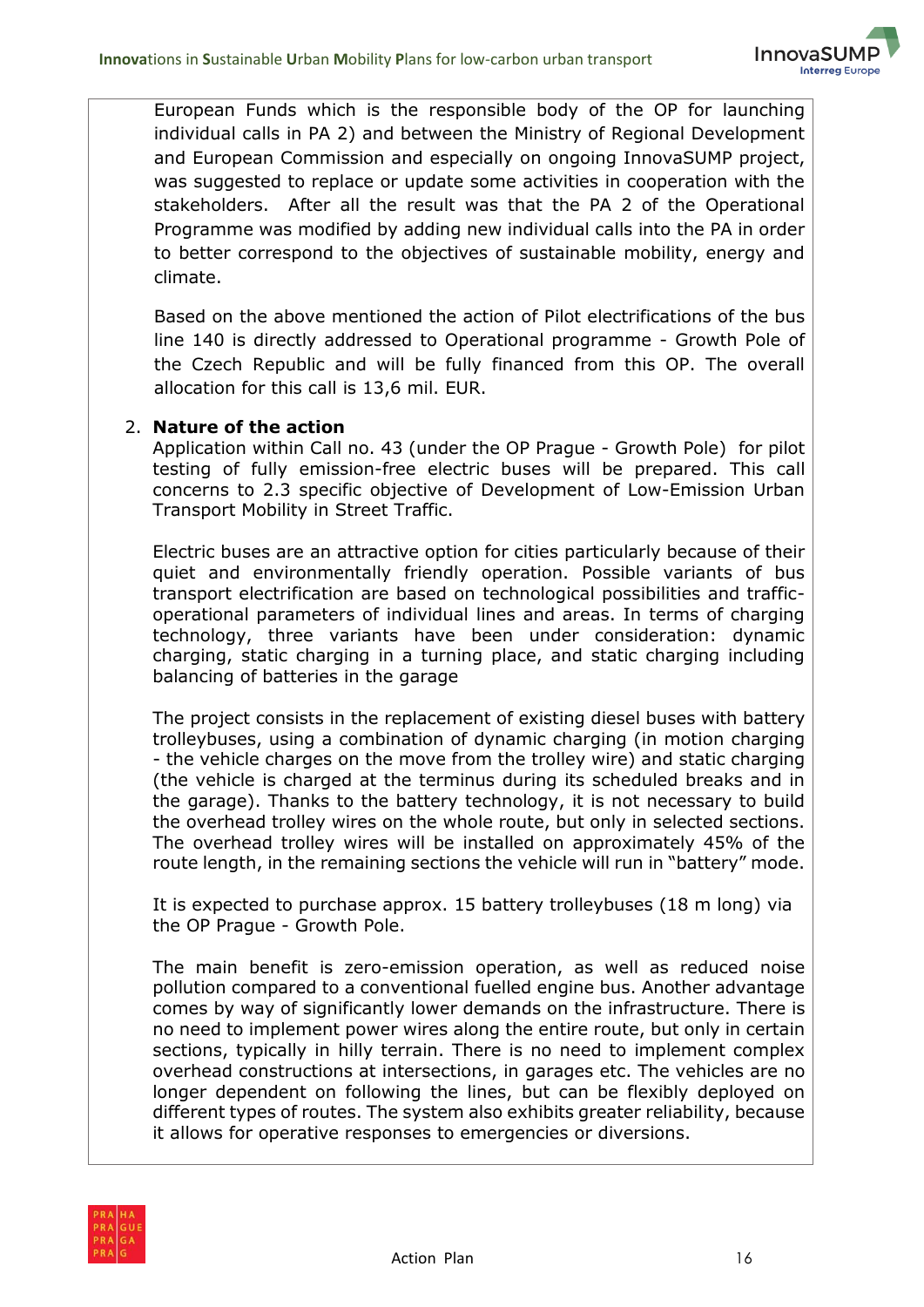European Funds which is the responsible body of the OP for launching individual calls in PA 2) and between the Ministry of Regional Development and European Commission and especially on ongoing InnovaSUMP project, was suggested to replace or update some activities in cooperation with the stakeholders. After all the result was that the PA 2 of the Operational Programme was modified by adding new individual calls into the PA in order to better correspond to the objectives of sustainable mobility, energy and climate.

Based on the above mentioned the action of Pilot electrifications of the bus line 140 is directly addressed to Operational programme - Growth Pole of the Czech Republic and will be fully financed from this OP. The overall allocation for this call is 13,6 mil. EUR.

2. **Nature of the action**

   Application within Call no. 43 (under the OP Prague - Growth Pole) for pilot testing of fully emission-free electric buses will be prepared. This call concerns to 2.3 specific objective of Development of Low-Emission Urban Transport Mobility in Street Traffic.

   Electric buses are an attractive option for cities particularly because of their quiet and environmentally friendly operation. Possible variants of bus transport electrification are based on technological possibilities and traffic-operational parameters of individual lines and areas. In terms of charging technology, three variants have been under consideration: dynamic charging, static charging in a turning place, and static charging including balancing of batteries in the garage

   The project consists in the replacement of existing diesel buses with battery trolleybuses, using a combination of dynamic charging (in motion charging - the vehicle charges on the move from the trolley wire) and static charging (the vehicle is charged at the terminus during its scheduled breaks and in the garage). Thanks to the battery technology, it is not necessary to build the overhead trolley wires on the whole route, but only in selected sections. The overhead trolley wires will be installed on approximately 45% of the route length, in the remaining sections the vehicle will run in "battery" mode.

   It is expected to purchase approx. 15 battery trolleybuses (18 m long) via the OP Prague - Growth Pole.

   The main benefit is zero-emission operation, as well as reduced noise pollution compared to a conventional fuelled engine bus. Another advantage comes by way of significantly lower demands on the infrastructure. There is no need to implement power wires along the entire route, but only in certain sections, typically in hilly terrain. There is no need to implement complex overhead constructions at intersections, in garages etc. The vehicles are no longer dependent on following the lines, but can be flexibly deployed on different types of routes. The system also exhibits greater reliability, because it allows for operative responses to emergencies or diversions.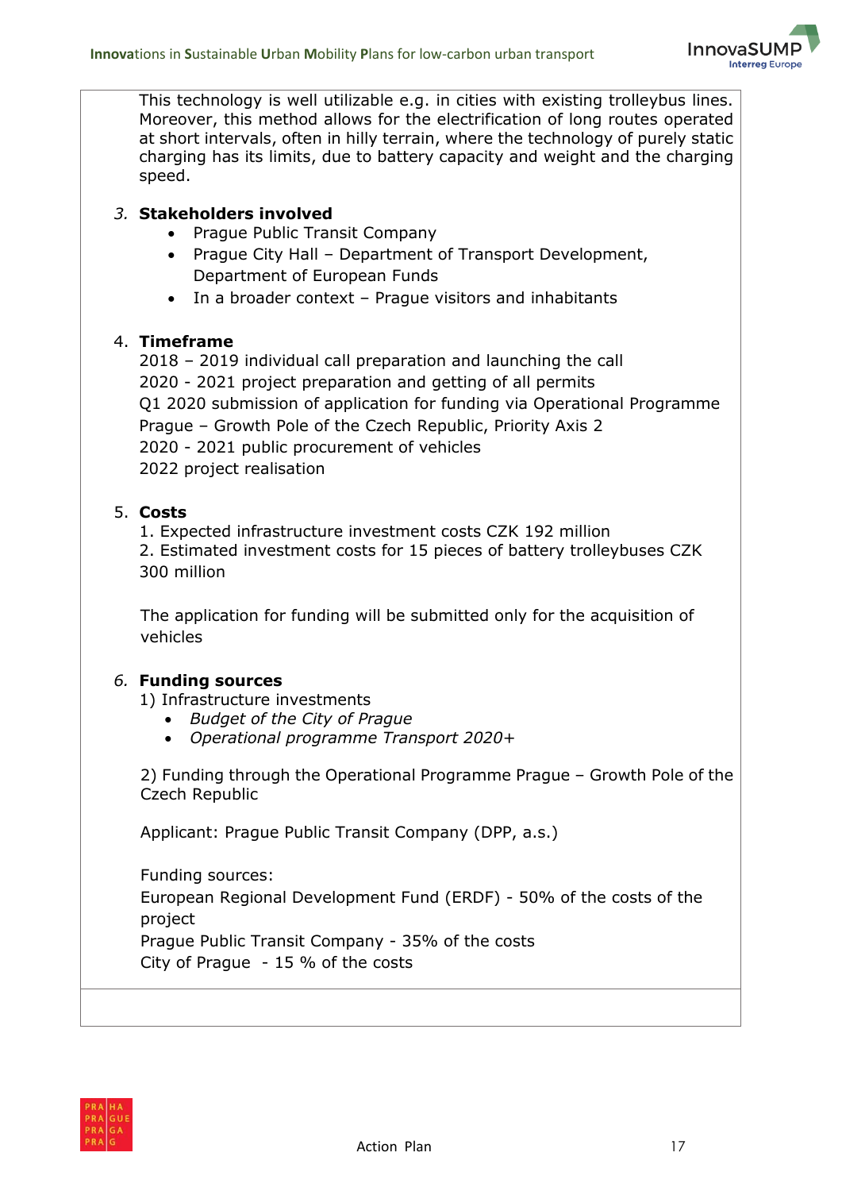This technology is well utilizable e.g. in cities with existing trolleybus lines. Moreover, this method allows for the electrification of long routes operated at short intervals, often in hilly terrain, where the technology of purely static charging has its limits, due to battery capacity and weight and the charging speed.

*3.* **Stakeholders involved**

- Prague Public Transit Company
- Prague City Hall – Department of Transport Development, Department of European Funds
- In a broader context – Prague visitors and inhabitants

4. **Timeframe**

2018 – 2019 individual call preparation and launching the call
2020 - 2021 project preparation and getting of all permits
Q1 2020 submission of application for funding via Operational Programme Prague – Growth Pole of the Czech Republic, Priority Axis 2
2020 - 2021 public procurement of vehicles
2022 project realisation

5. **Costs**

1. Expected infrastructure investment costs CZK 192 million
2. Estimated investment costs for 15 pieces of battery trolleybuses CZK 300 million

The application for funding will be submitted only for the acquisition of vehicles

*6.* **Funding sources**

1) Infrastructure investments

- *Budget of the City of Prague*
- *Operational programme Transport 2020+*

2) Funding through the Operational Programme Prague – Growth Pole of the Czech Republic

Applicant: Prague Public Transit Company (DPP, a.s.)

Funding sources:
European Regional Development Fund (ERDF) - 50% of the costs of the project
Prague Public Transit Company - 35% of the costs
City of Prague - 15 % of the costs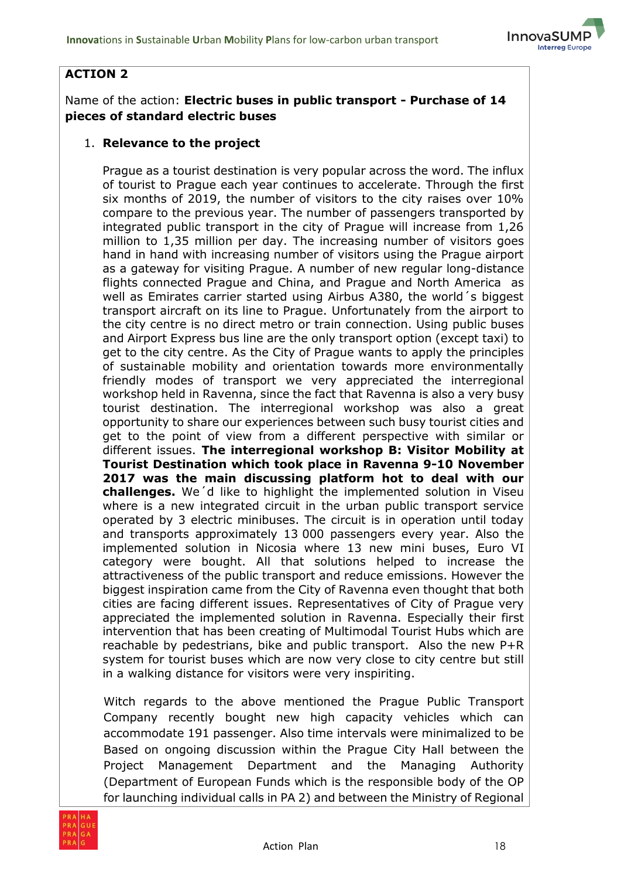**ACTION 2**

Name of the action: **Electric buses in public transport - Purchase of 14 pieces of standard electric buses**

1. **Relevance to the project**

Prague as a tourist destination is very popular across the word. The influx of tourist to Prague each year continues to accelerate. Through the first six months of 2019, the number of visitors to the city raises over 10% compare to the previous year. The number of passengers transported by integrated public transport in the city of Prague will increase from 1,26 million to 1,35 million per day. The increasing number of visitors goes hand in hand with increasing number of visitors using the Prague airport as a gateway for visiting Prague. A number of new regular long-distance flights connected Prague and China, and Prague and North America as well as Emirates carrier started using Airbus A380, the world´s biggest transport aircraft on its line to Prague. Unfortunately from the airport to the city centre is no direct metro or train connection. Using public buses and Airport Express bus line are the only transport option (except taxi) to get to the city centre. As the City of Prague wants to apply the principles of sustainable mobility and orientation towards more environmentally friendly modes of transport we very appreciated the interregional workshop held in Ravenna, since the fact that Ravenna is also a very busy tourist destination. The interregional workshop was also a great opportunity to share our experiences between such busy tourist cities and get to the point of view from a different perspective with similar or different issues. **The interregional workshop B: Visitor Mobility at Tourist Destination which took place in Ravenna 9-10 November 2017 was the main discussing platform hot to deal with our challenges.** We´d like to highlight the implemented solution in Viseu where is a new integrated circuit in the urban public transport service operated by 3 electric minibuses. The circuit is in operation until today and transports approximately 13 000 passengers every year. Also the implemented solution in Nicosia where 13 new mini buses, Euro VI category were bought. All that solutions helped to increase the attractiveness of the public transport and reduce emissions. However the biggest inspiration came from the City of Ravenna even thought that both cities are facing different issues. Representatives of City of Prague very appreciated the implemented solution in Ravenna. Especially their first intervention that has been creating of Multimodal Tourist Hubs which are reachable by pedestrians, bike and public transport. Also the new P+R system for tourist buses which are now very close to city centre but still in a walking distance for visitors were very inspiriting.

Witch regards to the above mentioned the Prague Public Transport Company recently bought new high capacity vehicles which can accommodate 191 passenger. Also time intervals were minimalized to be Based on ongoing discussion within the Prague City Hall between the Project Management Department and the Managing Authority (Department of European Funds which is the responsible body of the OP for launching individual calls in PA 2) and between the Ministry of Regional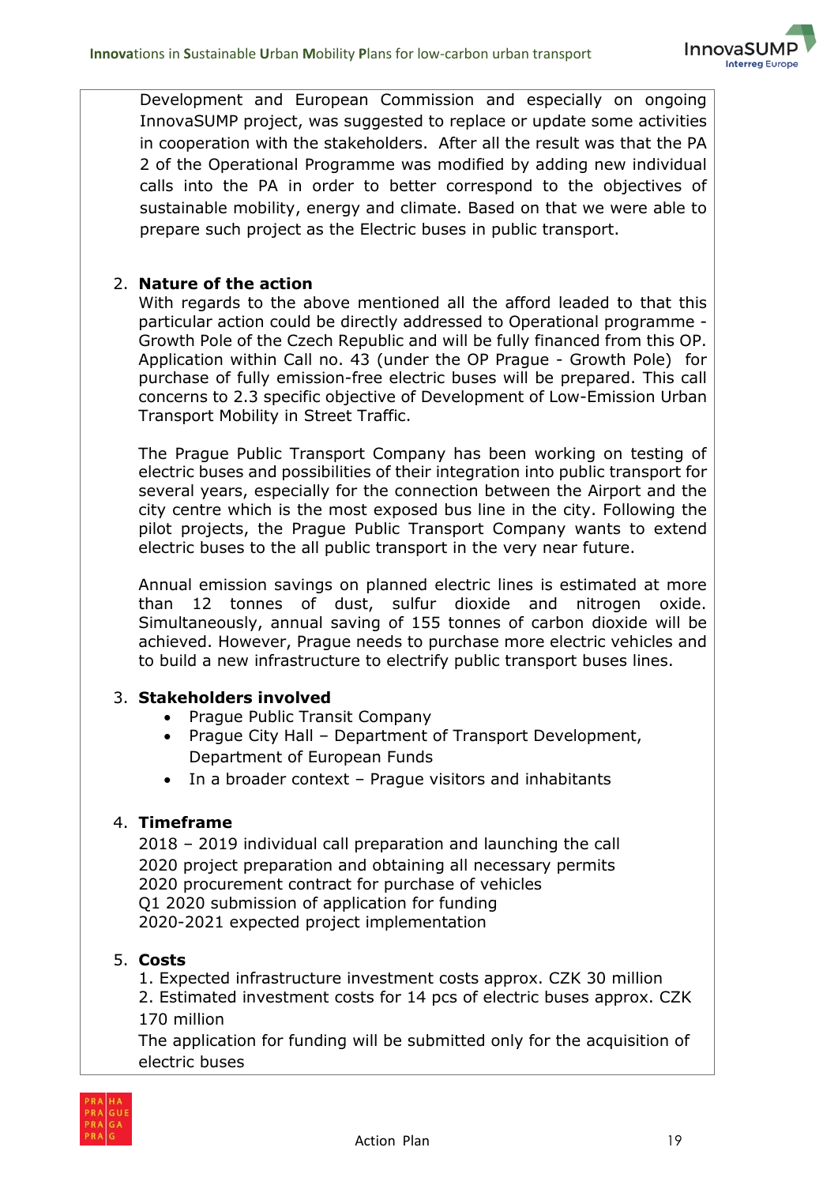Development and European Commission and especially on ongoing InnovaSUMP project, was suggested to replace or update some activities in cooperation with the stakeholders. After all the result was that the PA 2 of the Operational Programme was modified by adding new individual calls into the PA in order to better correspond to the objectives of sustainable mobility, energy and climate. Based on that we were able to prepare such project as the Electric buses in public transport.

2. **Nature of the action**

   With regards to the above mentioned all the afford leaded to that this particular action could be directly addressed to Operational programme - Growth Pole of the Czech Republic and will be fully financed from this OP. Application within Call no. 43 (under the OP Prague - Growth Pole) for purchase of fully emission-free electric buses will be prepared. This call concerns to 2.3 specific objective of Development of Low-Emission Urban Transport Mobility in Street Traffic.

   The Prague Public Transport Company has been working on testing of electric buses and possibilities of their integration into public transport for several years, especially for the connection between the Airport and the city centre which is the most exposed bus line in the city. Following the pilot projects, the Prague Public Transport Company wants to extend electric buses to the all public transport in the very near future.

   Annual emission savings on planned electric lines is estimated at more than 12 tonnes of dust, sulfur dioxide and nitrogen oxide. Simultaneously, annual saving of 155 tonnes of carbon dioxide will be achieved. However, Prague needs to purchase more electric vehicles and to build a new infrastructure to electrify public transport buses lines.

3. **Stakeholders involved**
   - Prague Public Transit Company
   - Prague City Hall – Department of Transport Development, Department of European Funds
   - In a broader context – Prague visitors and inhabitants

4. **Timeframe**

   2018 – 2019 individual call preparation and launching the call
   2020 project preparation and obtaining all necessary permits
   2020 procurement contract for purchase of vehicles
   Q1 2020 submission of application for funding
   2020-2021 expected project implementation

5. **Costs**

   1. Expected infrastructure investment costs approx. CZK 30 million
   2. Estimated investment costs for 14 pcs of electric buses approx. CZK 170 million

   The application for funding will be submitted only for the acquisition of electric buses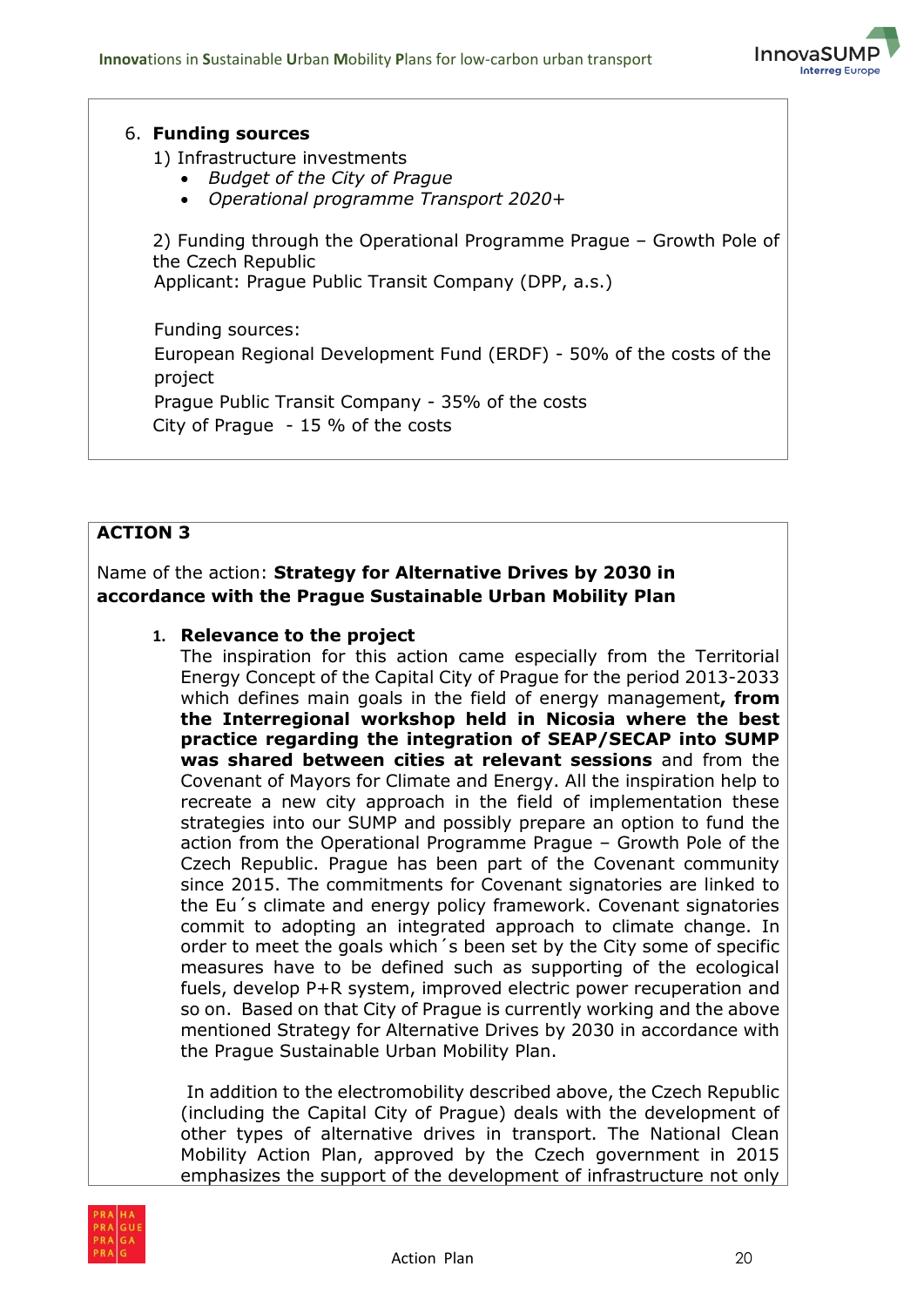6. **Funding sources**

1) Infrastructure investments

- *Budget of the City of Prague*
- *Operational programme Transport 2020+*

2) Funding through the Operational Programme Prague – Growth Pole of the Czech Republic
Applicant: Prague Public Transit Company (DPP, a.s.)

Funding sources:
European Regional Development Fund (ERDF) - 50% of the costs of the project
Prague Public Transit Company - 35% of the costs
City of Prague - 15 % of the costs

**ACTION 3**

Name of the action: **Strategy for Alternative Drives by 2030 in accordance with the Prague Sustainable Urban Mobility Plan**

1. **Relevance to the project**

The inspiration for this action came especially from the Territorial Energy Concept of the Capital City of Prague for the period 2013-2033 which defines main goals in the field of energy management**, from the Interregional workshop held in Nicosia where the best practice regarding the integration of SEAP/SECAP into SUMP was shared between cities at relevant sessions** and from the Covenant of Mayors for Climate and Energy. All the inspiration help to recreate a new city approach in the field of implementation these strategies into our SUMP and possibly prepare an option to fund the action from the Operational Programme Prague – Growth Pole of the Czech Republic. Prague has been part of the Covenant community since 2015. The commitments for Covenant signatories are linked to the Eu´s climate and energy policy framework. Covenant signatories commit to adopting an integrated approach to climate change. In order to meet the goals which´s been set by the City some of specific measures have to be defined such as supporting of the ecological fuels, develop P+R system, improved electric power recuperation and so on. Based on that City of Prague is currently working and the above mentioned Strategy for Alternative Drives by 2030 in accordance with the Prague Sustainable Urban Mobility Plan.

In addition to the electromobility described above, the Czech Republic (including the Capital City of Prague) deals with the development of other types of alternative drives in transport. The National Clean Mobility Action Plan, approved by the Czech government in 2015 emphasizes the support of the development of infrastructure not only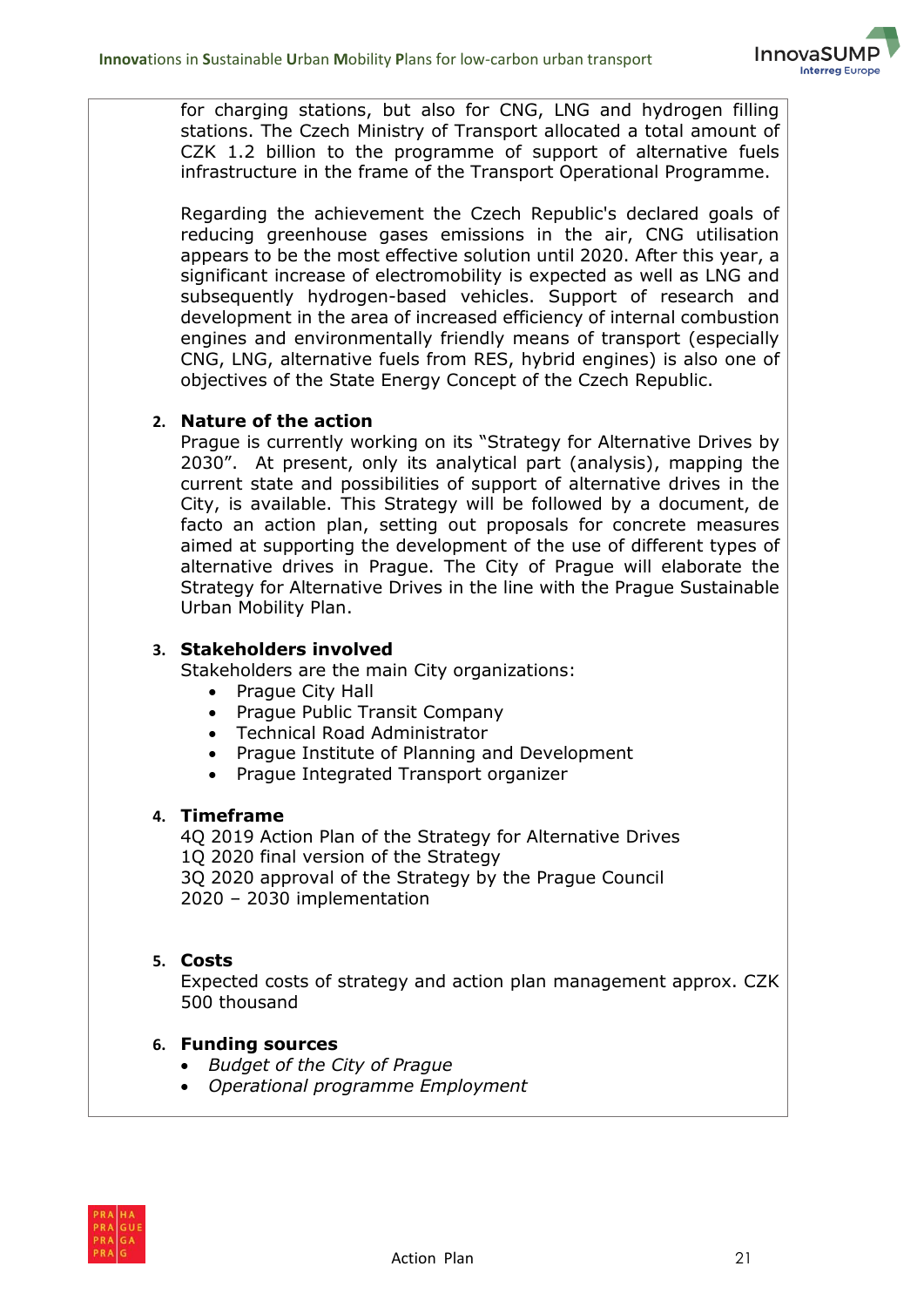for charging stations, but also for CNG, LNG and hydrogen filling stations. The Czech Ministry of Transport allocated a total amount of CZK 1.2 billion to the programme of support of alternative fuels infrastructure in the frame of the Transport Operational Programme.

Regarding the achievement the Czech Republic's declared goals of reducing greenhouse gases emissions in the air, CNG utilisation appears to be the most effective solution until 2020. After this year, a significant increase of electromobility is expected as well as LNG and subsequently hydrogen-based vehicles. Support of research and development in the area of increased efficiency of internal combustion engines and environmentally friendly means of transport (especially CNG, LNG, alternative fuels from RES, hybrid engines) is also one of objectives of the State Energy Concept of the Czech Republic.

### 2. Nature of the action

Prague is currently working on its "Strategy for Alternative Drives by 2030". At present, only its analytical part (analysis), mapping the current state and possibilities of support of alternative drives in the City, is available. This Strategy will be followed by a document, de facto an action plan, setting out proposals for concrete measures aimed at supporting the development of the use of different types of alternative drives in Prague. The City of Prague will elaborate the Strategy for Alternative Drives in the line with the Prague Sustainable Urban Mobility Plan.

### 3. Stakeholders involved

Stakeholders are the main City organizations:

- Prague City Hall
- Prague Public Transit Company
- Technical Road Administrator
- Prague Institute of Planning and Development
- Prague Integrated Transport organizer

### 4. Timeframe

4Q 2019 Action Plan of the Strategy for Alternative Drives
1Q 2020 final version of the Strategy
3Q 2020 approval of the Strategy by the Prague Council
2020 – 2030 implementation

### 5. Costs

Expected costs of strategy and action plan management approx. CZK 500 thousand

### 6. Funding sources

- *Budget of the City of Prague*
- *Operational programme Employment*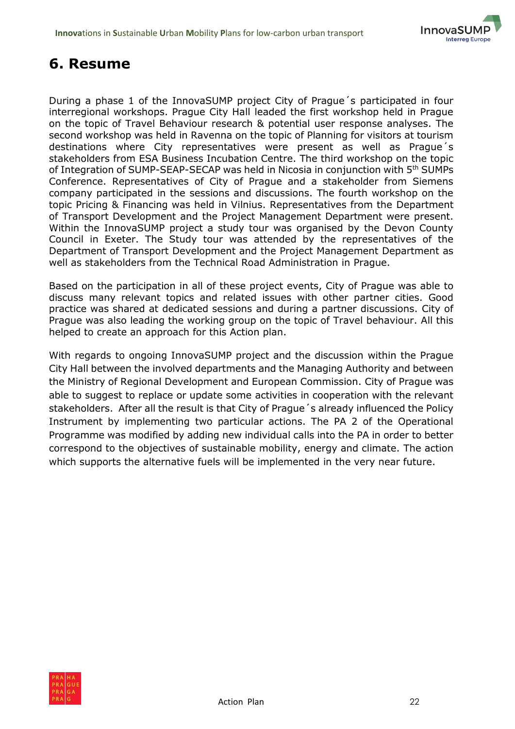# 6. Resume

During a phase 1 of the InnovaSUMP project City of Prague´s participated in four interregional workshops. Prague City Hall leaded the first workshop held in Prague on the topic of Travel Behaviour research & potential user response analyses. The second workshop was held in Ravenna on the topic of Planning for visitors at tourism destinations where City representatives were present as well as Prague´s stakeholders from ESA Business Incubation Centre. The third workshop on the topic of Integration of SUMP-SEAP-SECAP was held in Nicosia in conjunction with 5th SUMPs Conference. Representatives of City of Prague and a stakeholder from Siemens company participated in the sessions and discussions. The fourth workshop on the topic Pricing & Financing was held in Vilnius. Representatives from the Department of Transport Development and the Project Management Department were present. Within the InnovaSUMP project a study tour was organised by the Devon County Council in Exeter. The Study tour was attended by the representatives of the Department of Transport Development and the Project Management Department as well as stakeholders from the Technical Road Administration in Prague.

Based on the participation in all of these project events, City of Prague was able to discuss many relevant topics and related issues with other partner cities. Good practice was shared at dedicated sessions and during a partner discussions. City of Prague was also leading the working group on the topic of Travel behaviour. All this helped to create an approach for this Action plan.

With regards to ongoing InnovaSUMP project and the discussion within the Prague City Hall between the involved departments and the Managing Authority and between the Ministry of Regional Development and European Commission. City of Prague was able to suggest to replace or update some activities in cooperation with the relevant stakeholders. After all the result is that City of Prague´s already influenced the Policy Instrument by implementing two particular actions. The PA 2 of the Operational Programme was modified by adding new individual calls into the PA in order to better correspond to the objectives of sustainable mobility, energy and climate. The action which supports the alternative fuels will be implemented in the very near future.